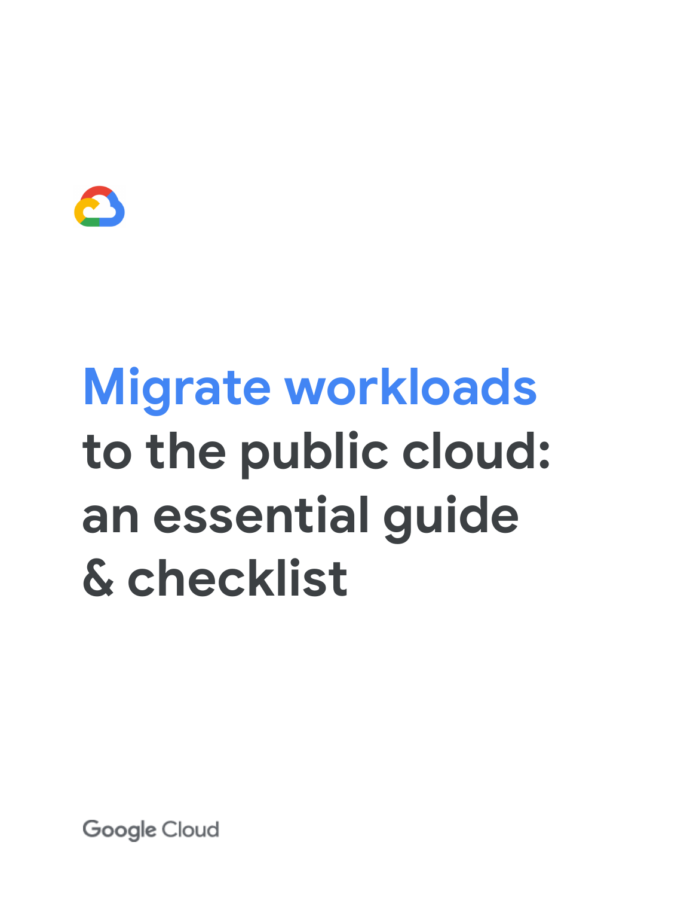# Migrate workloads to the public cloud: an essential guide & checklist

Google Cloud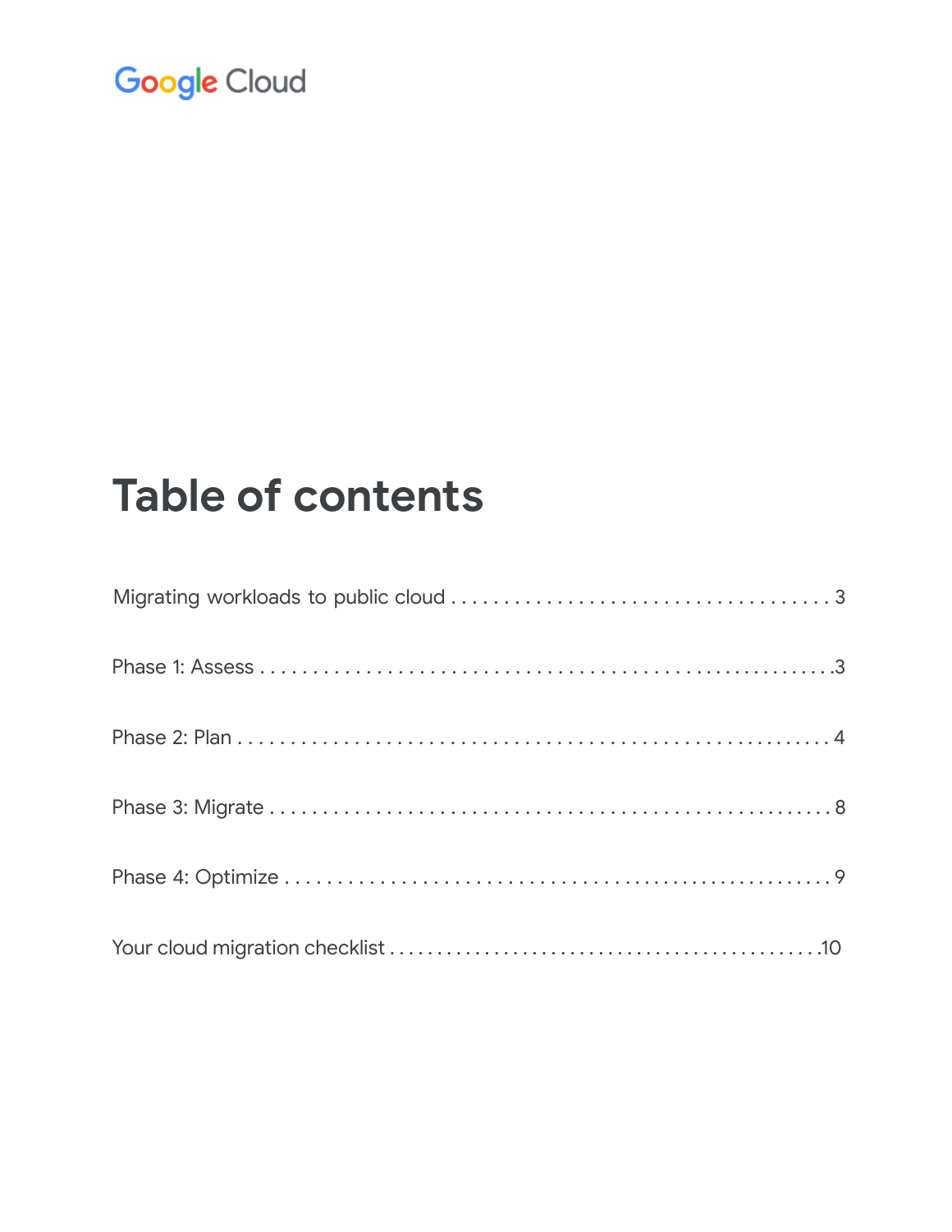Google Cloud

# Table of contents

Migrating workloads to public cloud . . . . . . . . . . . . . . . . . . . . . . . . . . . . . . . . . . . . . 3

Phase 1: Assess . . . . . . . . . . . . . . . . . . . . . . . . . . . . . . . . . . . . . . . . . . . . . . . . . . . . . .3

Phase 2: Plan . . . . . . . . . . . . . . . . . . . . . . . . . . . . . . . . . . . . . . . . . . . . . . . . . . . . . . . . 4

Phase 3: Migrate . . . . . . . . . . . . . . . . . . . . . . . . . . . . . . . . . . . . . . . . . . . . . . . . . . . . . 8

Phase 4: Optimize . . . . . . . . . . . . . . . . . . . . . . . . . . . . . . . . . . . . . . . . . . . . . . . . . . . . 9

Your cloud migration checklist . . . . . . . . . . . . . . . . . . . . . . . . . . . . . . . . . . . . . . . . . . .10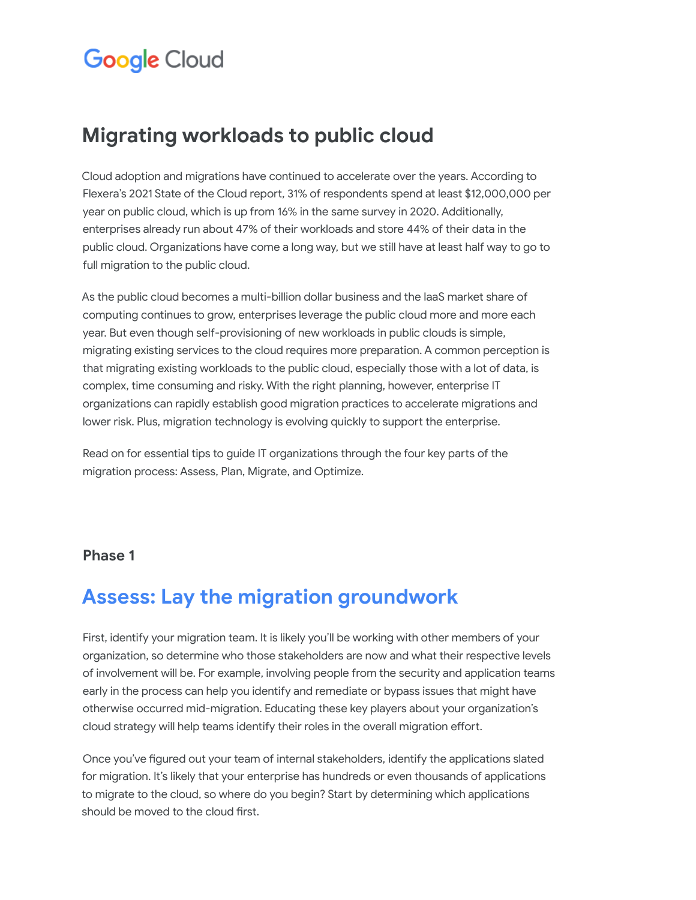# Migrating workloads to public cloud

Cloud adoption and migrations have continued to accelerate over the years. According to Flexera's 2021 State of the Cloud report, 31% of respondents spend at least $12,000,000 per year on public cloud, which is up from 16% in the same survey in 2020. Additionally, enterprises already run about 47% of their workloads and store 44% of their data in the public cloud. Organizations have come a long way, but we still have at least half way to go to full migration to the public cloud.

As the public cloud becomes a multi-billion dollar business and the IaaS market share of computing continues to grow, enterprises leverage the public cloud more and more each year. But even though self-provisioning of new workloads in public clouds is simple, migrating existing services to the cloud requires more preparation. A common perception is that migrating existing workloads to the public cloud, especially those with a lot of data, is complex, time consuming and risky. With the right planning, however, enterprise IT organizations can rapidly establish good migration practices to accelerate migrations and lower risk. Plus, migration technology is evolving quickly to support the enterprise.

Read on for essential tips to guide IT organizations through the four key parts of the migration process: Assess, Plan, Migrate, and Optimize.

### Phase 1

## Assess: Lay the migration groundwork

First, identify your migration team. It is likely you'll be working with other members of your organization, so determine who those stakeholders are now and what their respective levels of involvement will be. For example, involving people from the security and application teams early in the process can help you identify and remediate or bypass issues that might have otherwise occurred mid-migration. Educating these key players about your organization's cloud strategy will help teams identify their roles in the overall migration effort.

Once you've figured out your team of internal stakeholders, identify the applications slated for migration. It's likely that your enterprise has hundreds or even thousands of applications to migrate to the cloud, so where do you begin? Start by determining which applications should be moved to the cloud first.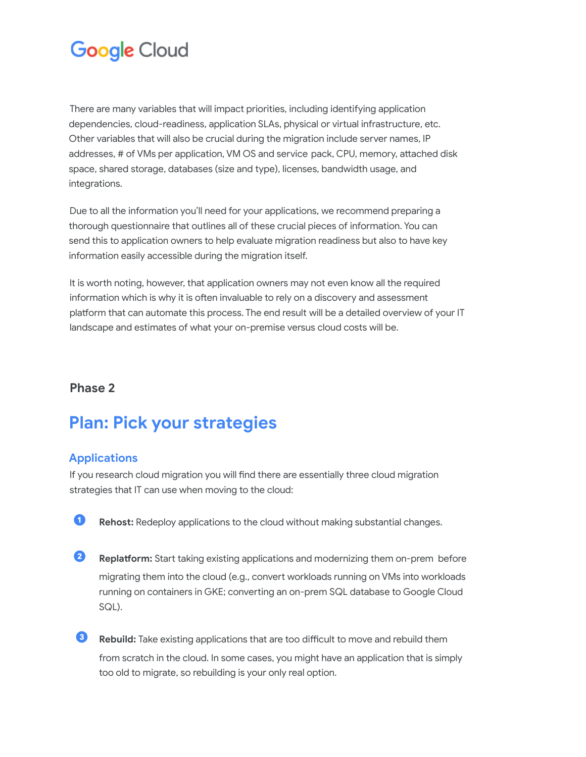There are many variables that will impact priorities, including identifying application dependencies, cloud-readiness, application SLAs, physical or virtual infrastructure, etc. Other variables that will also be crucial during the migration include server names, IP addresses, # of VMs per application, VM OS and service pack, CPU, memory, attached disk space, shared storage, databases (size and type), licenses, bandwidth usage, and integrations.

Due to all the information you'll need for your applications, we recommend preparing a thorough questionnaire that outlines all of these crucial pieces of information. You can send this to application owners to help evaluate migration readiness but also to have key information easily accessible during the migration itself.

It is worth noting, however, that application owners may not even know all the required information which is why it is often invaluable to rely on a discovery and assessment platform that can automate this process. The end result will be a detailed overview of your IT landscape and estimates of what your on-premise versus cloud costs will be.

### Phase 2

## Plan: Pick your strategies

### Applications

If you research cloud migration you will find there are essentially three cloud migration strategies that IT can use when moving to the cloud:

1. **Rehost:** Redeploy applications to the cloud without making substantial changes.

2. **Replatform:** Start taking existing applications and modernizing them on-prem before migrating them into the cloud (e.g., convert workloads running on VMs into workloads running on containers in GKE; converting an on-prem SQL database to Google Cloud SQL).

3. **Rebuild:** Take existing applications that are too difficult to move and rebuild them from scratch in the cloud. In some cases, you might have an application that is simply too old to migrate, so rebuilding is your only real option.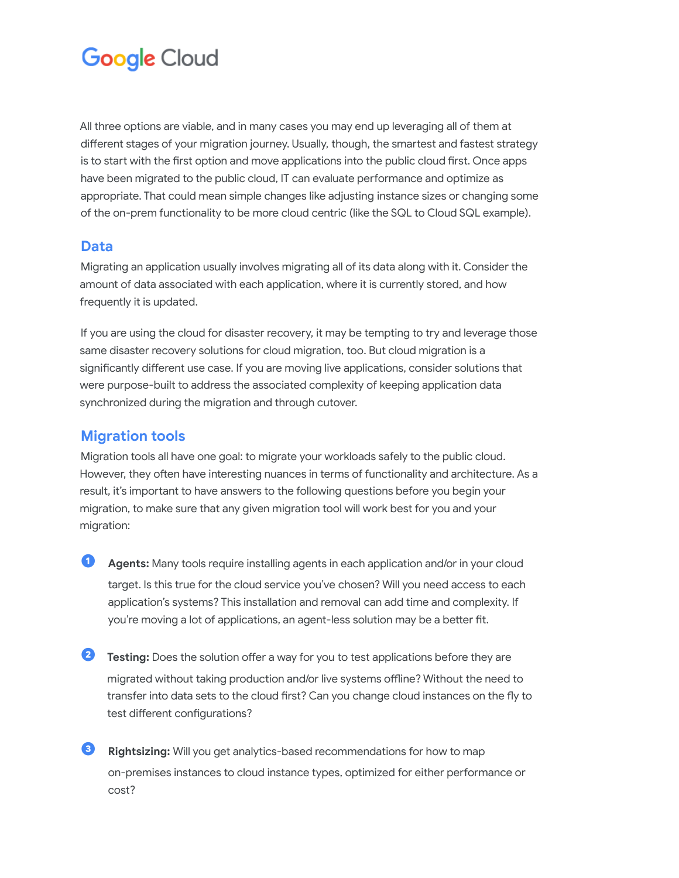All three options are viable, and in many cases you may end up leveraging all of them at different stages of your migration journey. Usually, though, the smartest and fastest strategy is to start with the first option and move applications into the public cloud first. Once apps have been migrated to the public cloud, IT can evaluate performance and optimize as appropriate. That could mean simple changes like adjusting instance sizes or changing some of the on-prem functionality to be more cloud centric (like the SQL to Cloud SQL example).

## Data

Migrating an application usually involves migrating all of its data along with it. Consider the amount of data associated with each application, where it is currently stored, and how frequently it is updated.

If you are using the cloud for disaster recovery, it may be tempting to try and leverage those same disaster recovery solutions for cloud migration, too. But cloud migration is a significantly different use case. If you are moving live applications, consider solutions that were purpose-built to address the associated complexity of keeping application data synchronized during the migration and through cutover.

## Migration tools

Migration tools all have one goal: to migrate your workloads safely to the public cloud. However, they often have interesting nuances in terms of functionality and architecture. As a result, it's important to have answers to the following questions before you begin your migration, to make sure that any given migration tool will work best for you and your migration:

1. **Agents:** Many tools require installing agents in each application and/or in your cloud target. Is this true for the cloud service you've chosen? Will you need access to each application's systems? This installation and removal can add time and complexity. If you're moving a lot of applications, an agent-less solution may be a better fit.

2. **Testing:** Does the solution offer a way for you to test applications before they are migrated without taking production and/or live systems offline? Without the need to transfer into data sets to the cloud first? Can you change cloud instances on the fly to test different configurations?

3. **Rightsizing:** Will you get analytics-based recommendations for how to map on-premises instances to cloud instance types, optimized for either performance or cost?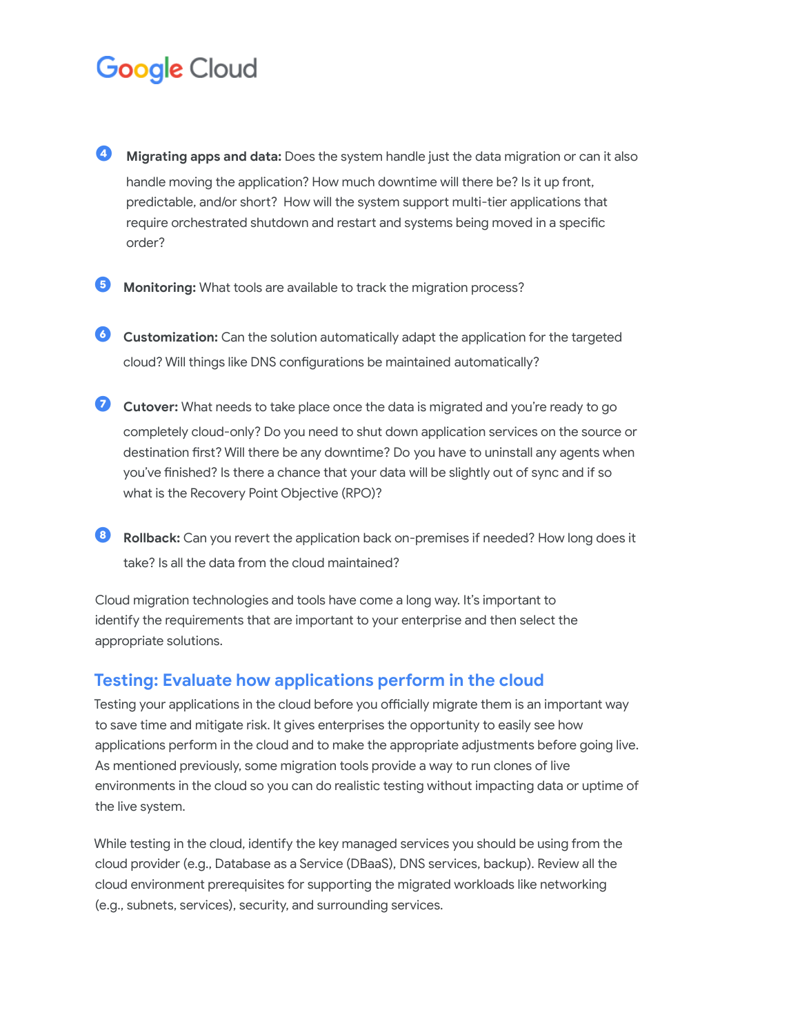4. **Migrating apps and data:** Does the system handle just the data migration or can it also handle moving the application? How much downtime will there be? Is it up front, predictable, and/or short? How will the system support multi-tier applications that require orchestrated shutdown and restart and systems being moved in a specific order?

5. **Monitoring:** What tools are available to track the migration process?

6. **Customization:** Can the solution automatically adapt the application for the targeted cloud? Will things like DNS configurations be maintained automatically?

7. **Cutover:** What needs to take place once the data is migrated and you're ready to go completely cloud-only? Do you need to shut down application services on the source or destination first? Will there be any downtime? Do you have to uninstall any agents when you've finished? Is there a chance that your data will be slightly out of sync and if so what is the Recovery Point Objective (RPO)?

8. **Rollback:** Can you revert the application back on-premises if needed? How long does it take? Is all the data from the cloud maintained?

Cloud migration technologies and tools have come a long way. It's important to identify the requirements that are important to your enterprise and then select the appropriate solutions.

## Testing: Evaluate how applications perform in the cloud

Testing your applications in the cloud before you officially migrate them is an important way to save time and mitigate risk. It gives enterprises the opportunity to easily see how applications perform in the cloud and to make the appropriate adjustments before going live. As mentioned previously, some migration tools provide a way to run clones of live environments in the cloud so you can do realistic testing without impacting data or uptime of the live system.

While testing in the cloud, identify the key managed services you should be using from the cloud provider (e.g., Database as a Service (DBaaS), DNS services, backup). Review all the cloud environment prerequisites for supporting the migrated workloads like networking (e.g., subnets, services), security, and surrounding services.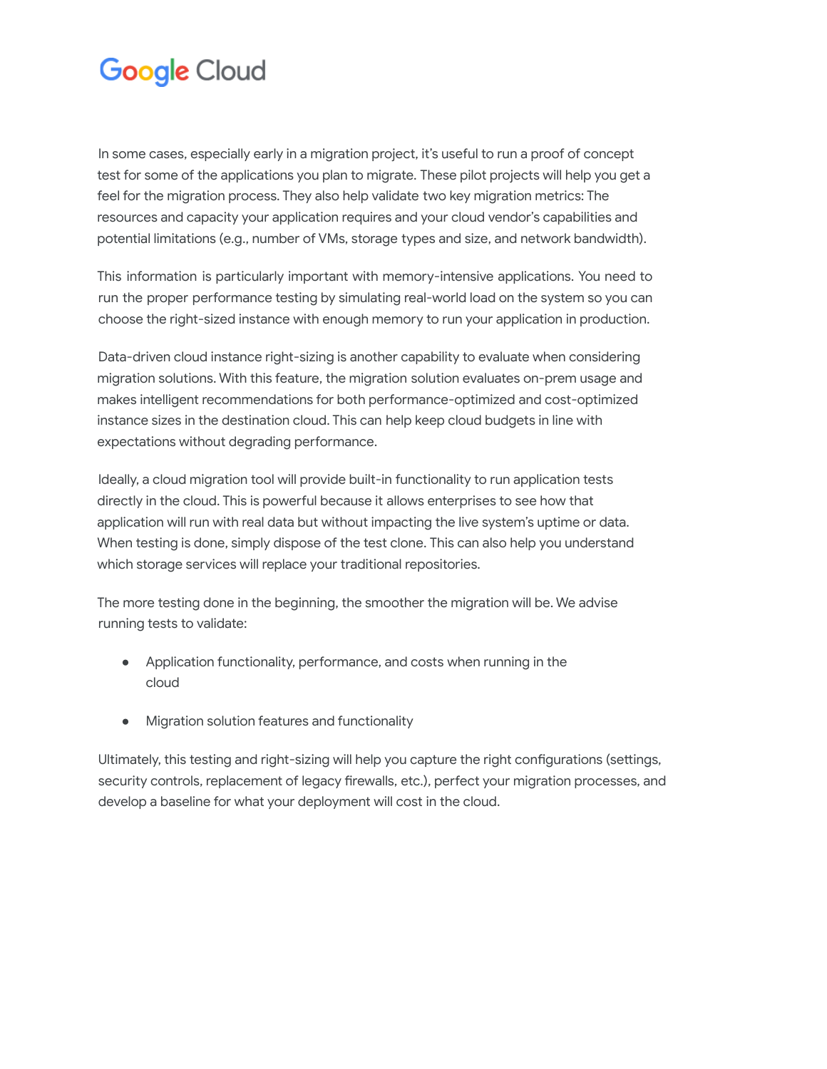In some cases, especially early in a migration project, it's useful to run a proof of concept test for some of the applications you plan to migrate. These pilot projects will help you get a feel for the migration process. They also help validate two key migration metrics: The resources and capacity your application requires and your cloud vendor's capabilities and potential limitations (e.g., number of VMs, storage types and size, and network bandwidth).

This information is particularly important with memory-intensive applications. You need to run the proper performance testing by simulating real-world load on the system so you can choose the right-sized instance with enough memory to run your application in production.

Data-driven cloud instance right-sizing is another capability to evaluate when considering migration solutions. With this feature, the migration solution evaluates on-prem usage and makes intelligent recommendations for both performance-optimized and cost-optimized instance sizes in the destination cloud. This can help keep cloud budgets in line with expectations without degrading performance.

Ideally, a cloud migration tool will provide built-in functionality to run application tests directly in the cloud. This is powerful because it allows enterprises to see how that application will run with real data but without impacting the live system's uptime or data. When testing is done, simply dispose of the test clone. This can also help you understand which storage services will replace your traditional repositories.

The more testing done in the beginning, the smoother the migration will be. We advise running tests to validate:

- Application functionality, performance, and costs when running in the cloud
- Migration solution features and functionality

Ultimately, this testing and right-sizing will help you capture the right configurations (settings, security controls, replacement of legacy firewalls, etc.), perfect your migration processes, and develop a baseline for what your deployment will cost in the cloud.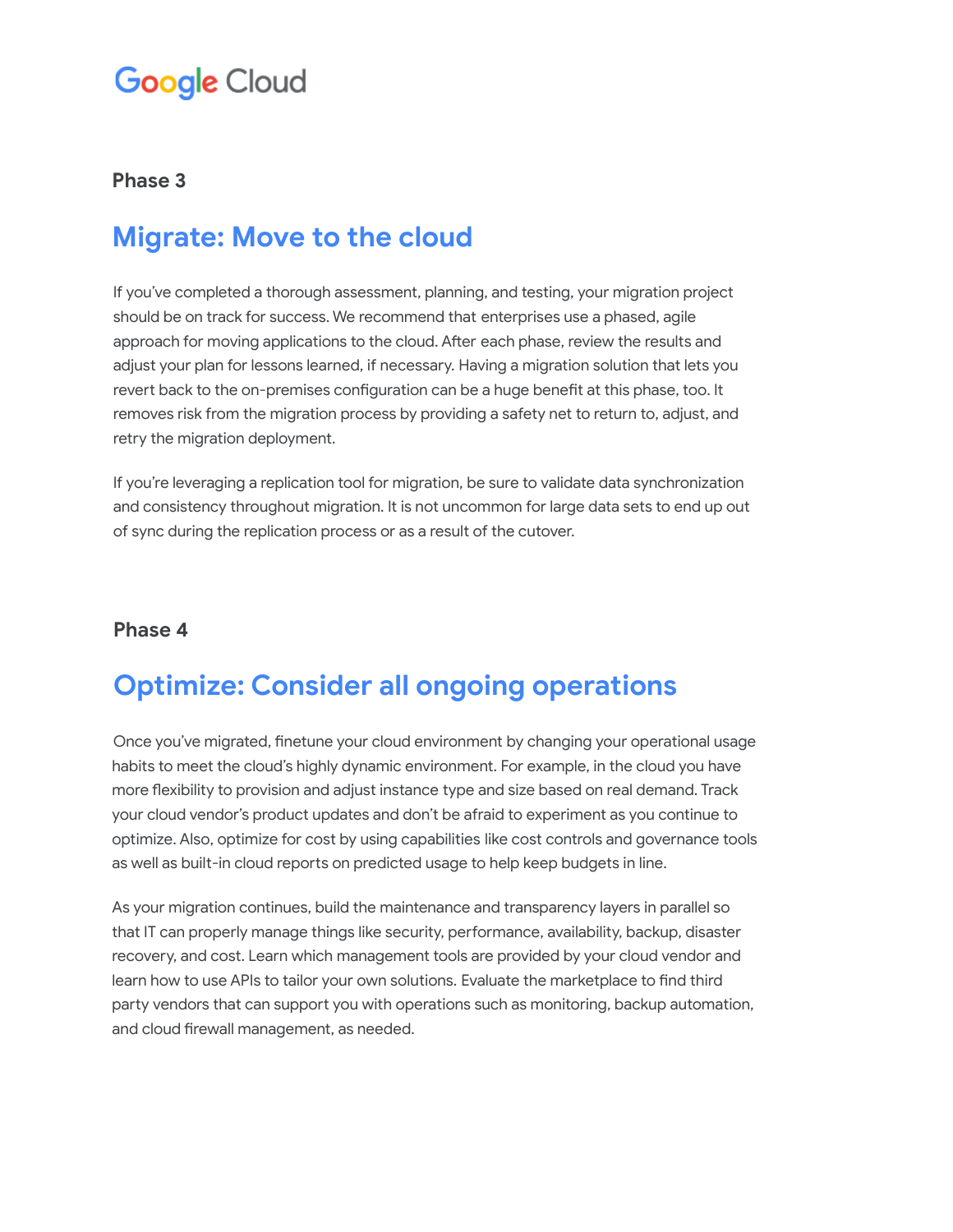**Phase 3**

## Migrate: Move to the cloud

If you've completed a thorough assessment, planning, and testing, your migration project should be on track for success. We recommend that enterprises use a phased, agile approach for moving applications to the cloud. After each phase, review the results and adjust your plan for lessons learned, if necessary. Having a migration solution that lets you revert back to the on-premises configuration can be a huge benefit at this phase, too. It removes risk from the migration process by providing a safety net to return to, adjust, and retry the migration deployment.

If you're leveraging a replication tool for migration, be sure to validate data synchronization and consistency throughout migration. It is not uncommon for large data sets to end up out of sync during the replication process or as a result of the cutover.

**Phase 4**

## Optimize: Consider all ongoing operations

Once you've migrated, finetune your cloud environment by changing your operational usage habits to meet the cloud's highly dynamic environment. For example, in the cloud you have more flexibility to provision and adjust instance type and size based on real demand. Track your cloud vendor's product updates and don't be afraid to experiment as you continue to optimize. Also, optimize for cost by using capabilities like cost controls and governance tools as well as built-in cloud reports on predicted usage to help keep budgets in line.

As your migration continues, build the maintenance and transparency layers in parallel so that IT can properly manage things like security, performance, availability, backup, disaster recovery, and cost. Learn which management tools are provided by your cloud vendor and learn how to use APIs to tailor your own solutions. Evaluate the marketplace to find third party vendors that can support you with operations such as monitoring, backup automation, and cloud firewall management, as needed.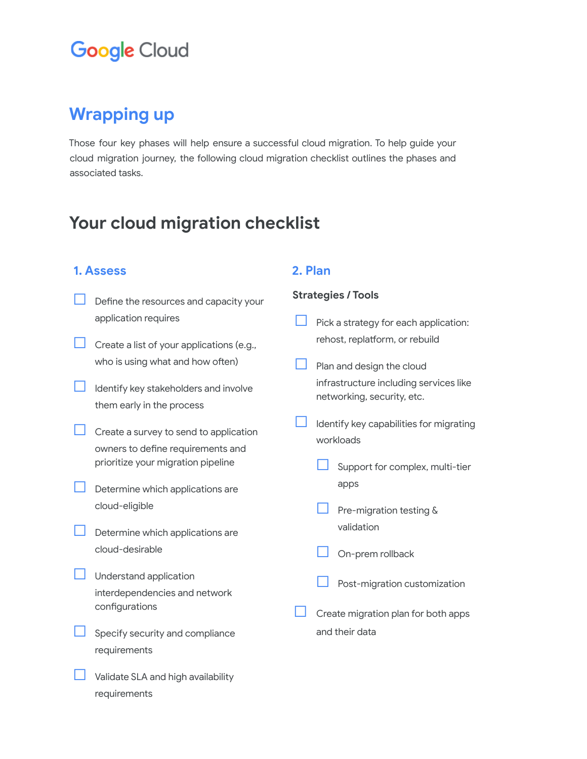Google Cloud

## Wrapping up

Those four key phases will help ensure a successful cloud migration. To help guide your cloud migration journey, the following cloud migration checklist outlines the phases and associated tasks.

# Your cloud migration checklist

### 1. Assess

- [ ] Define the resources and capacity your application requires
- [ ] Create a list of your applications (e.g., who is using what and how often)
- [ ] Identify key stakeholders and involve them early in the process
- [ ] Create a survey to send to application owners to define requirements and prioritize your migration pipeline
- [ ] Determine which applications are cloud-eligible
- [ ] Determine which applications are cloud-desirable
- [ ] Understand application interdependencies and network configurations
- [ ] Specify security and compliance requirements
- [ ] Validate SLA and high availability requirements

### 2. Plan

**Strategies / Tools**

- [ ] Pick a strategy for each application: rehost, replatform, or rebuild
- [ ] Plan and design the cloud infrastructure including services like networking, security, etc.
- [ ] Identify key capabilities for migrating workloads
    - [ ] Support for complex, multi-tier apps
    - [ ] Pre-migration testing & validation
    - [ ] On-prem rollback
    - [ ] Post-migration customization
- [ ] Create migration plan for both apps and their data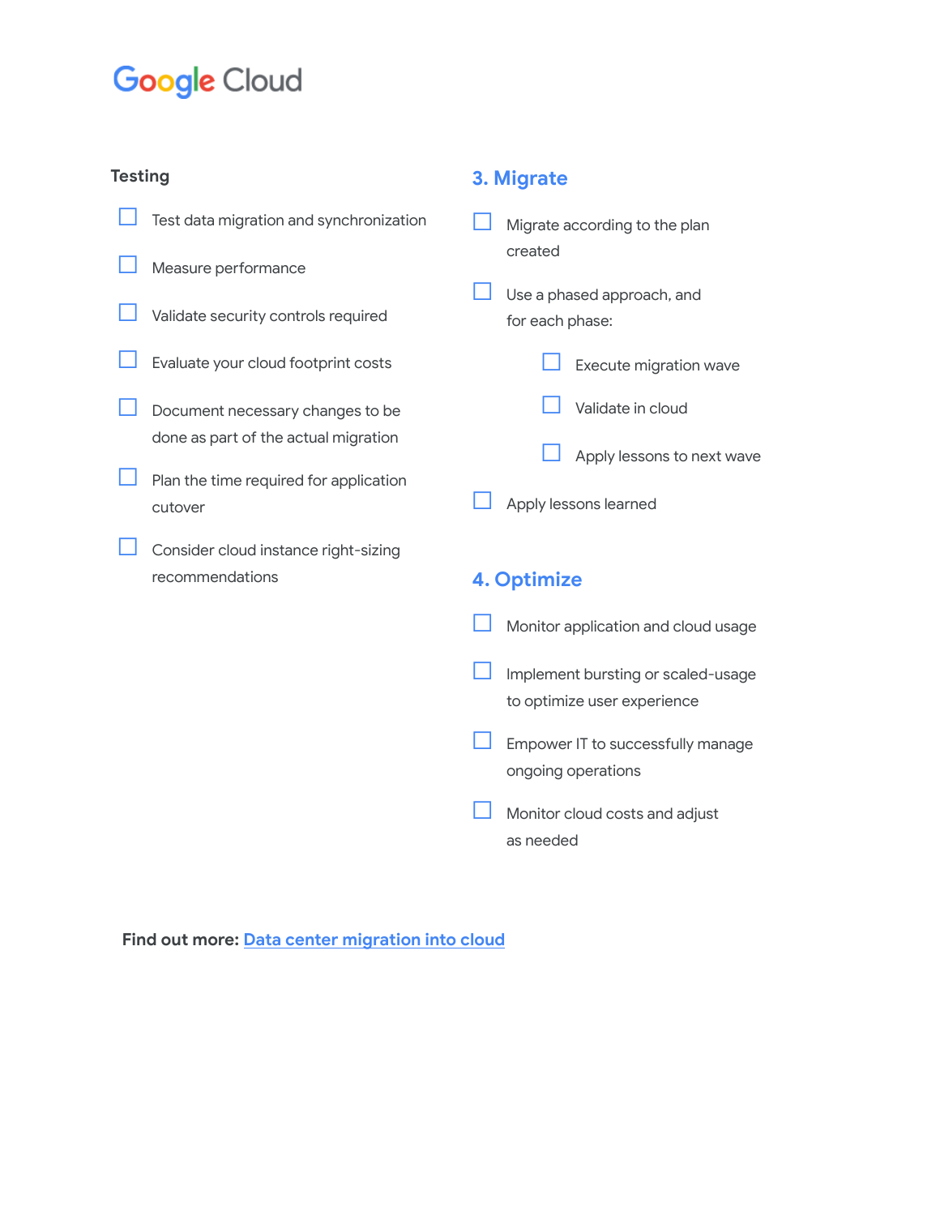### Testing

- [ ] Test data migration and synchronization
- [ ] Measure performance
- [ ] Validate security controls required
- [ ] Evaluate your cloud footprint costs
- [ ] Document necessary changes to be done as part of the actual migration
- [ ] Plan the time required for application cutover
- [ ] Consider cloud instance right-sizing recommendations

## 3. Migrate

- [ ] Migrate according to the plan created
- [ ] Use a phased approach, and for each phase:
  - [ ] Execute migration wave
  - [ ] Validate in cloud
  - [ ] Apply lessons to next wave
- [ ] Apply lessons learned

## 4. Optimize

- [ ] Monitor application and cloud usage
- [ ] Implement bursting or scaled-usage to optimize user experience
- [ ] Empower IT to successfully manage ongoing operations
- [ ] Monitor cloud costs and adjust as needed

**Find out more:** [Data center migration into cloud]()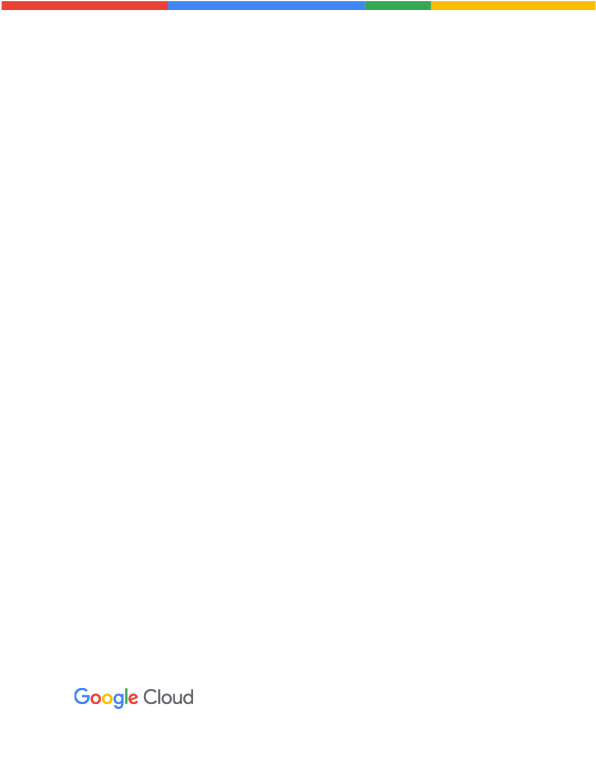Google Cloud